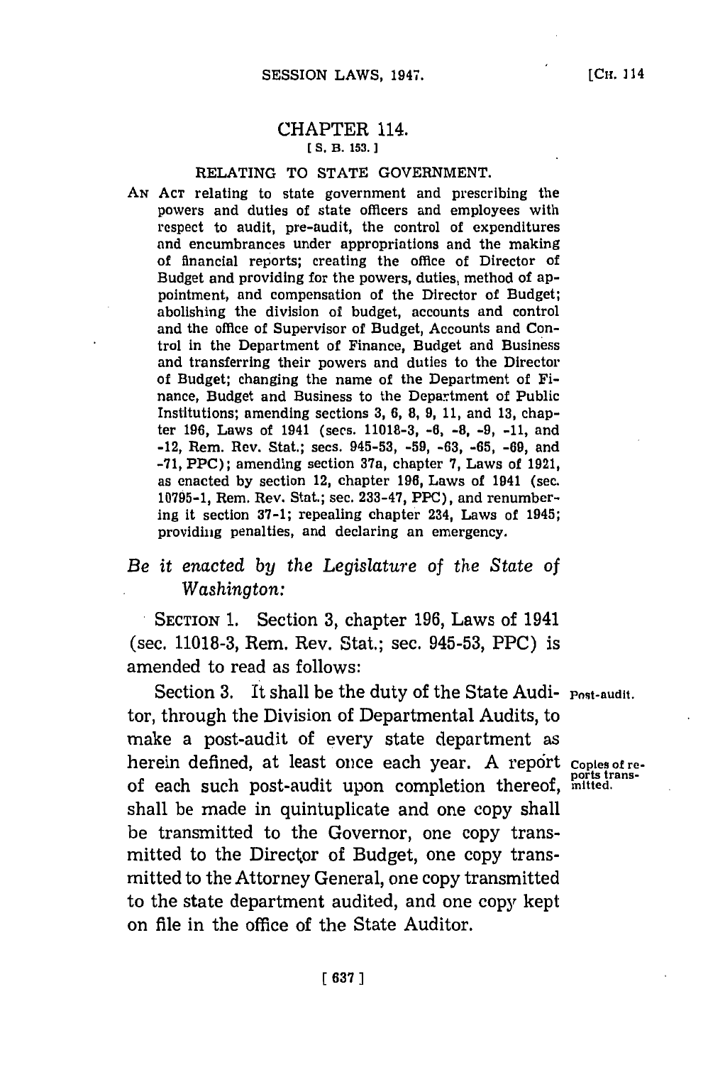# CHAPTER 114.

[S. B. 153.]

## RELATING TO STATE GOVERNMENT.

AN ACT relating to state government and prescribing the powers and duties of state officers and employees with respect to audit, pre-audit, the control of expenditures and encumbrances under appropriations and the making of financial reports; creating the office of Director of Budget and providing for the powers, duties, method of appointment, and compensation of the Director of Budget; abolishing the division of budget, accounts and control and the office of Supervisor of Budget, Accounts and Control in the Department of Finance, Budget and Business and transferring their powers and duties to the Director of Budget; changing the name of the Department of Finance, Budget and Business to the Department of Public Institutions; amending sections 3, 6, 8, 9, 11, and 13, chapter 196, Laws of 1941 (secs. 11018-3, -6, -8, -9, -11, and -12, Rem. Rev. Stat.; secs. 945-53, -59, -63, -65, -69, and -71, PPC); amending section 37a, chapter 7, Laws of 1921, as enacted by section 12, chapter 196, Laws of 1941 (sec. 10795-1, Rem. Rev. Stat.; sec. 233-47, PPC), and renumbering it section 37-1; repealing chapter 234, Laws of 1945; providing penalties, and declaring an emergency.

*Be it enacted by the Legislature of the State of Washington:*

SECTION 1. Section 3, chapter 196, Laws of 1941 (sec. 11018-3, Rem. Rev. Stat.; sec. 945-53, PPC) is amended to read as follows:

Post-audit.

Section 3. It shall be the duty of the State Auditor, through the Division of Departmental Audits, to make a post-audit of every state department as herein defined, at least once each year. A report of each such post-audit upon completion thereof, shall be made in quintuplicate and one copy shall be transmitted to the Governor, one copy transmitted to the Director of Budget, one copy transmitted to the Attorney General, one copy transmitted to the state department audited, and one copy kept on file in the office of the State Auditor.

Copies of reports transmitted.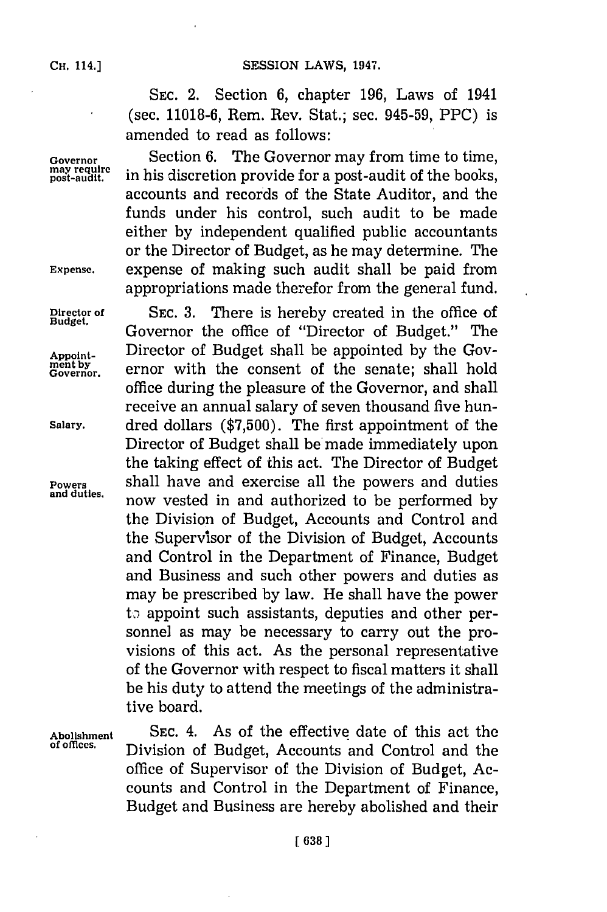SEC. 2. Section 6, chapter 196, Laws of 1941 (sec. 11018-6, Rem. Rev. Stat.; sec. 945-59, PPC) is amended to read as follows:

**Governor may require post-audit.** Section 6. The Governor may from time to time, in his discretion provide for a post-audit of the books, accounts and records of the State Auditor, and the funds under his control, such audit to be made either by independent qualified public accountants or the Director of Budget, as he may determine. **Expense.** The expense of making such audit shall be paid from appropriations made therefor from the general fund.

**Director of Budget.** SEC. 3. There is hereby created in the office of Governor the office of "Director of Budget." **Appointment by Governor.** The Director of Budget shall be appointed by the Governor with the consent of the senate; shall hold office during the pleasure of the Governor, and shall receive an annual salary of seven thousand five hundred dollars ($7,500). **Salary.** The first appointment of the Director of Budget shall be made immediately upon the taking effect of this act. **Powers and duties.** The Director of Budget shall have and exercise all the powers and duties now vested in and authorized to be performed by the Division of Budget, Accounts and Control and the Supervisor of the Division of Budget, Accounts and Control in the Department of Finance, Budget and Business and such other powers and duties as may be prescribed by law. He shall have the power to appoint such assistants, deputies and other personnel as may be necessary to carry out the provisions of this act. As the personal representative of the Governor with respect to fiscal matters it shall be his duty to attend the meetings of the administrative board.

**Abolishment of offices.** SEC. 4. As of the effective date of this act the Division of Budget, Accounts and Control and the office of Supervisor of the Division of Budget, Accounts and Control in the Department of Finance, Budget and Business are hereby abolished and their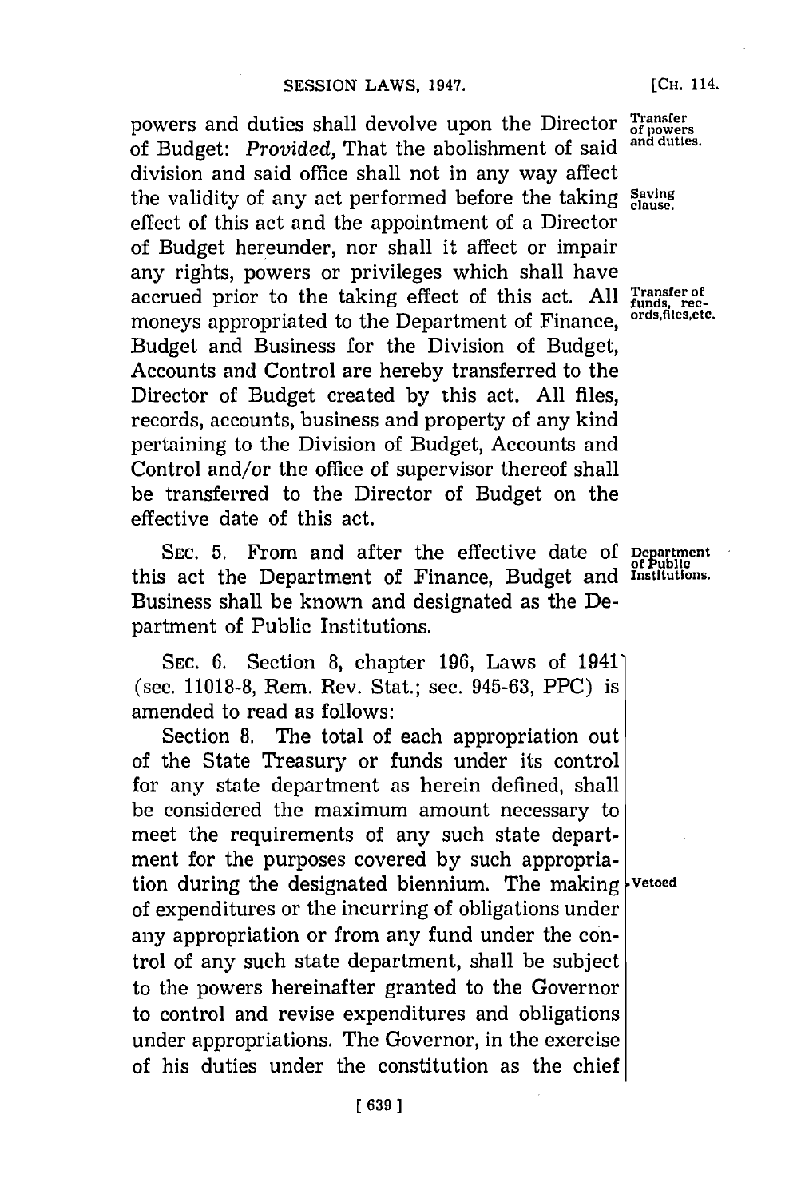powers and duties shall devolve upon the Director of Budget: *Provided*, That the abolishment of said division and said office shall not in any way affect the validity of any act performed before the taking effect of this act and the appointment of a Director of Budget hereunder, nor shall it affect or impair any rights, powers or privileges which shall have accrued prior to the taking effect of this act. All moneys appropriated to the Department of Finance, Budget and Business for the Division of Budget, Accounts and Control are hereby transferred to the Director of Budget created by this act. All files, records, accounts, business and property of any kind pertaining to the Division of Budget, Accounts and Control and/or the office of supervisor thereof shall be transferred to the Director of Budget on the effective date of this act.

Transfer of powers and duties.

Saving clause.

Transfer of funds, records, files, etc.

SEC. 5. From and after the effective date of this act the Department of Finance, Budget and Business shall be known and designated as the Department of Public Institutions.

Department of Public Institutions.

SEC. 6. Section 8, chapter 196, Laws of 1941 (sec. 11018-8, Rem. Rev. Stat.; sec. 945-63, PPC) is amended to read as follows:

Section 8. The total of each appropriation out of the State Treasury or funds under its control for any state department as herein defined, shall be considered the maximum amount necessary to meet the requirements of any such state department for the purposes covered by such appropriation during the designated biennium. The making of expenditures or the incurring of obligations under any appropriation or from any fund under the control of any such state department, shall be subject to the powers hereinafter granted to the Governor to control and revise expenditures and obligations under appropriations. The Governor, in the exercise of his duties under the constitution as the chief

Vetoed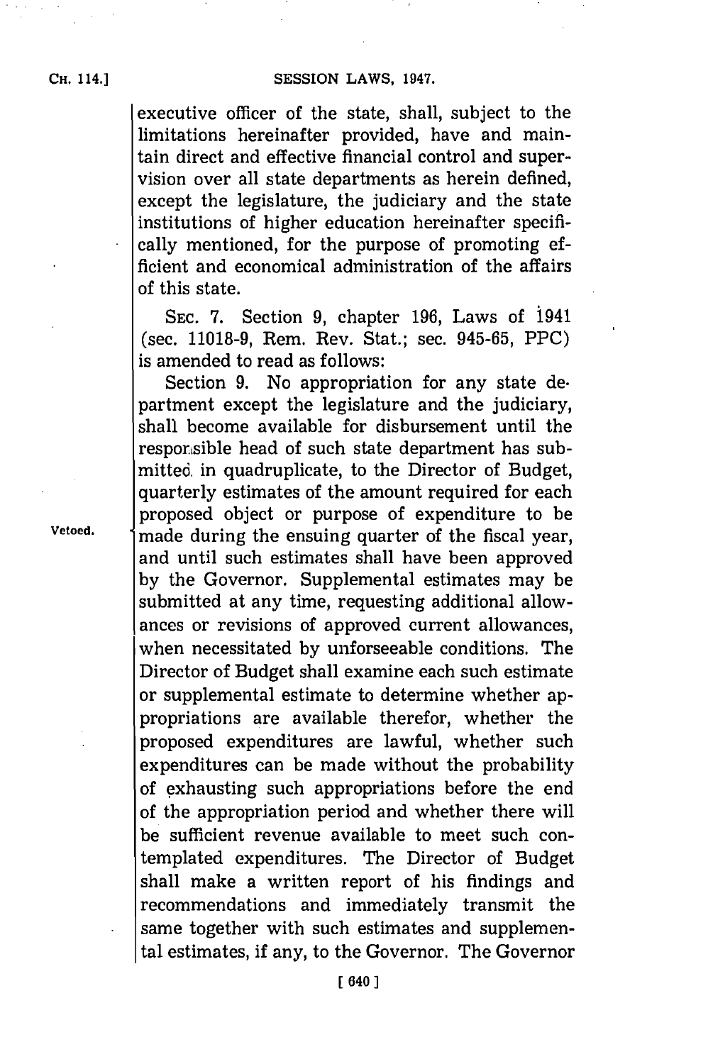executive officer of the state, shall, subject to the limitations hereinafter provided, have and maintain direct and effective financial control and supervision over all state departments as herein defined, except the legislature, the judiciary and the state institutions of higher education hereinafter specifically mentioned, for the purpose of promoting efficient and economical administration of the affairs of this state.

SEC. 7. Section 9, chapter 196, Laws of 1941 (sec. 11018-9, Rem. Rev. Stat.; sec. 945-65, PPC) is amended to read as follows:

Vetoed.

Section 9. No appropriation for any state department except the legislature and the judiciary, shall become available for disbursement until the responsible head of such state department has submitted in quadruplicate, to the Director of Budget, quarterly estimates of the amount required for each proposed object or purpose of expenditure to be made during the ensuing quarter of the fiscal year, and until such estimates shall have been approved by the Governor. Supplemental estimates may be submitted at any time, requesting additional allowances or revisions of approved current allowances, when necessitated by unforseeable conditions. The Director of Budget shall examine each such estimate or supplemental estimate to determine whether appropriations are available therefor, whether the proposed expenditures are lawful, whether such expenditures can be made without the probability of exhausting such appropriations before the end of the appropriation period and whether there will be sufficient revenue available to meet such contemplated expenditures. The Director of Budget shall make a written report of his findings and recommendations and immediately transmit the same together with such estimates and supplemental estimates, if any, to the Governor. The Governor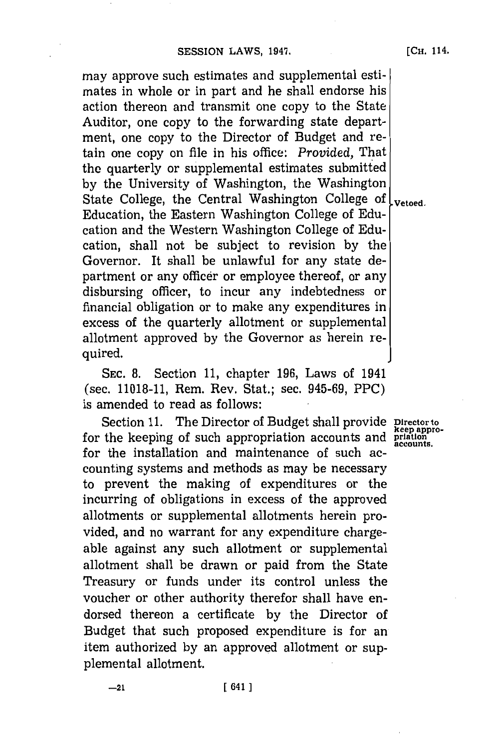may approve such estimates and supplemental estimates in whole or in part and he shall endorse his action thereon and transmit one copy to the State Auditor, one copy to the forwarding state department, one copy to the Director of Budget and retain one copy on file in his office: *Provided,* That the quarterly or supplemental estimates submitted by the University of Washington, the Washington State College, the Central Washington College of Education, the Eastern Washington College of Education and the Western Washington College of Education, shall not be subject to revision by the Governor. It shall be unlawful for any state department or any officer or employee thereof, or any disbursing officer, to incur any indebtedness or financial obligation or to make any expenditures in excess of the quarterly allotment or supplemental allotment approved by the Governor as herein required.

Vetoed.

SEC. 8. Section 11, chapter 196, Laws of 1941 (sec. 11018-11, Rem. Rev. Stat.; sec. 945-69, PPC) is amended to read as follows:

Director to keep appropriation accounts.

Section 11. The Director of Budget shall provide for the keeping of such appropriation accounts and for the installation and maintenance of such accounting systems and methods as may be necessary to prevent the making of expenditures or the incurring of obligations in excess of the approved allotments or supplemental allotments herein provided, and no warrant for any expenditure chargeable against any such allotment or supplemental allotment shall be drawn or paid from the State Treasury or funds under its control unless the voucher or other authority therefor shall have endorsed thereon a certificate by the Director of Budget that such proposed expenditure is for an item authorized by an approved allotment or supplemental allotment.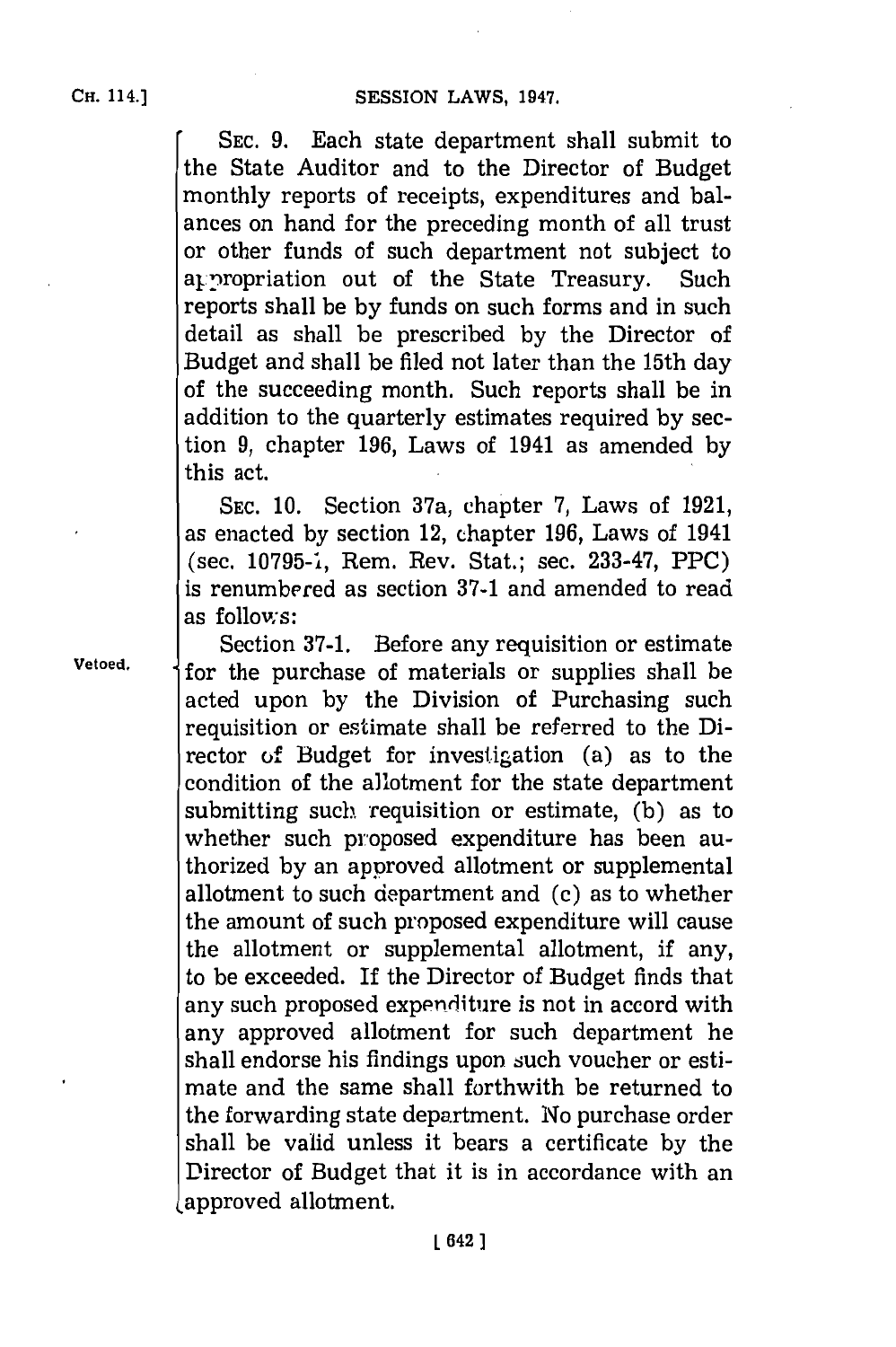SEC. 9. Each state department shall submit to the State Auditor and to the Director of Budget monthly reports of receipts, expenditures and balances on hand for the preceding month of all trust or other funds of such department not subject to appropriation out of the State Treasury. Such reports shall be by funds on such forms and in such detail as shall be prescribed by the Director of Budget and shall be filed not later than the 15th day of the succeeding month. Such reports shall be in addition to the quarterly estimates required by section 9, chapter 196, Laws of 1941 as amended by this act.

SEC. 10. Section 37a, chapter 7, Laws of 1921, as enacted by section 12, chapter 196, Laws of 1941 (sec. 10795-1, Rem. Rev. Stat.; sec. 233-47, PPC) is renumbered as section 37-1 and amended to read as follows:

Vetoed.

Section 37-1. Before any requisition or estimate for the purchase of materials or supplies shall be acted upon by the Division of Purchasing such requisition or estimate shall be referred to the Director of Budget for investigation (a) as to the condition of the allotment for the state department submitting such requisition or estimate, (b) as to whether such proposed expenditure has been authorized by an approved allotment or supplemental allotment to such department and (c) as to whether the amount of such proposed expenditure will cause the allotment or supplemental allotment, if any, to be exceeded. If the Director of Budget finds that any such proposed expenditure is not in accord with any approved allotment for such department he shall endorse his findings upon such voucher or estimate and the same shall forthwith be returned to the forwarding state department. No purchase order shall be valid unless it bears a certificate by the Director of Budget that it is in accordance with an approved allotment.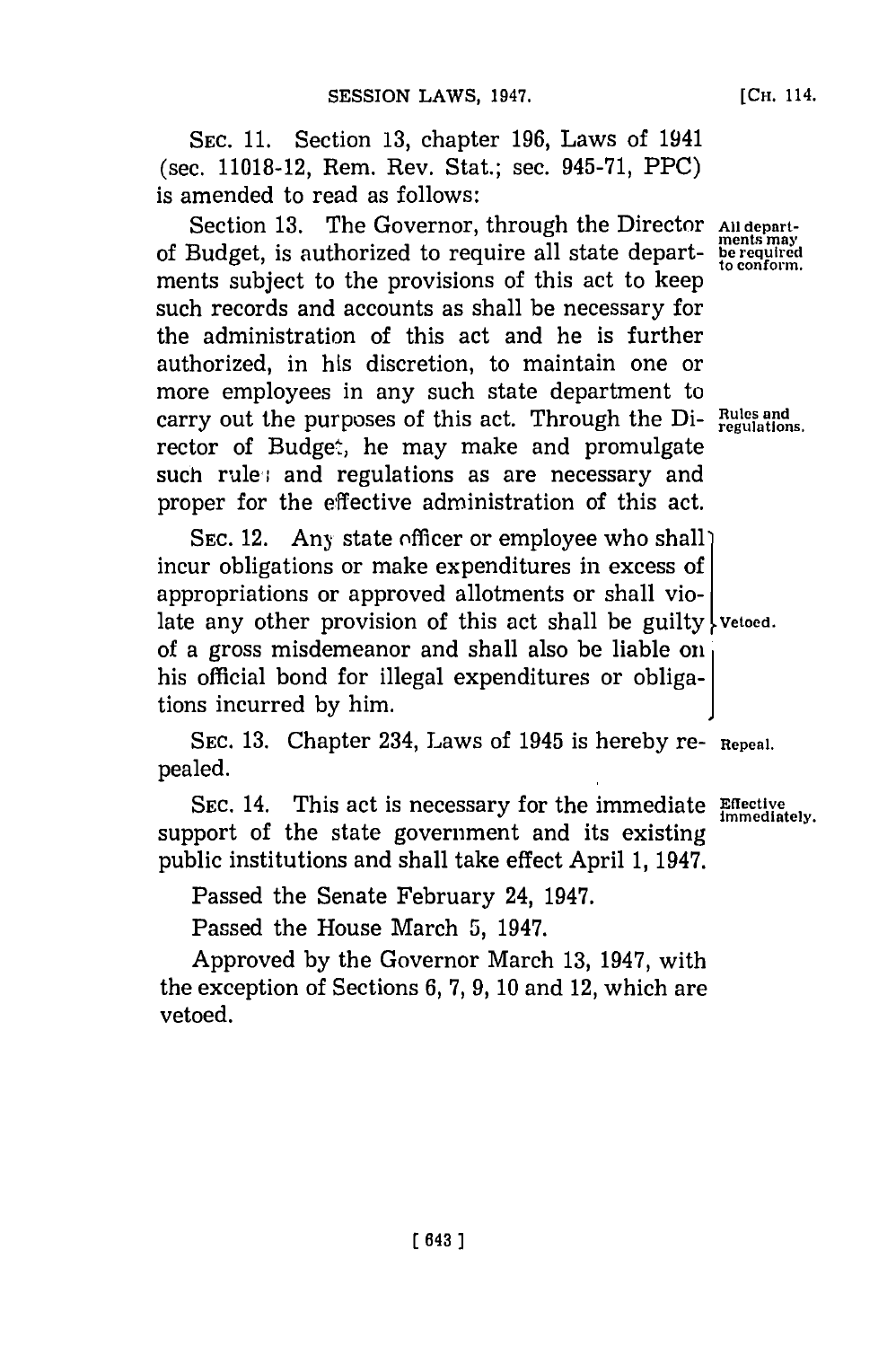SEC. 11. Section 13, chapter 196, Laws of 1941 (sec. 11018-12, Rem. Rev. Stat.; sec. 945-71, PPC) is amended to read as follows:

Section 13. The Governor, through the Director of Budget, is authorized to require all state departments subject to the provisions of this act to keep such records and accounts as shall be necessary for the administration of this act and he is further authorized, in his discretion, to maintain one or more employees in any such state department to carry out the purposes of this act. Through the Director of Budget, he may make and promulgate such rules and regulations as are necessary and proper for the effective administration of this act.

*All departments may be required to conform.*

*Rules and regulations.*

SEC. 12. Any state officer or employee who shall incur obligations or make expenditures in excess of appropriations or approved allotments or shall violate any other provision of this act shall be guilty of a gross misdemeanor and shall also be liable on his official bond for illegal expenditures or obligations incurred by him.

*Vetoed.*

SEC. 13. Chapter 234, Laws of 1945 is hereby repealed.

*Repeal.*

SEC. 14. This act is necessary for the immediate support of the state government and its existing public institutions and shall take effect April 1, 1947.

*Effective immediately.*

Passed the Senate February 24, 1947.

Passed the House March 5, 1947.

Approved by the Governor March 13, 1947, with the exception of Sections 6, 7, 9, 10 and 12, which are vetoed.